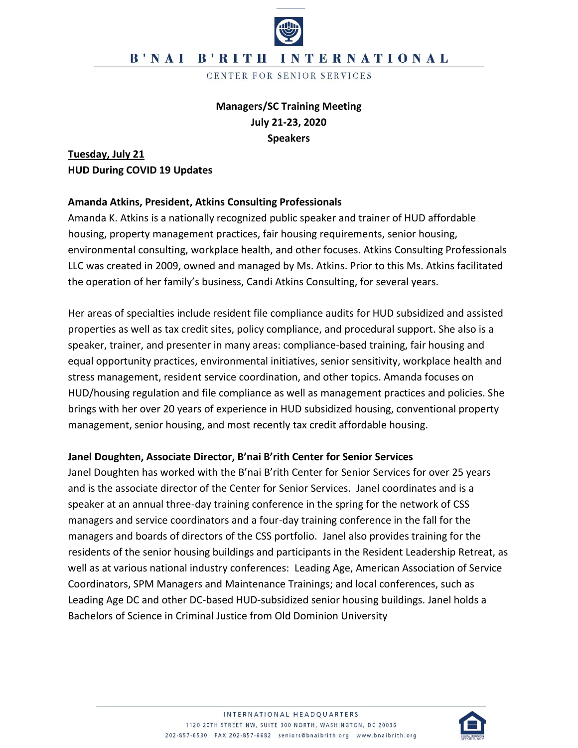# B'NAI B'RITH INTERNATIONAL

CENTER FOR SENIOR SERVICES

**Managers/SC Training Meeting**
**July 21-23, 2020**
**Speakers**

**<u>Tuesday, July 21</u>**
**HUD During COVID 19 Updates**

**Amanda Atkins, President, Atkins Consulting Professionals**

Amanda K. Atkins is a nationally recognized public speaker and trainer of HUD affordable housing, property management practices, fair housing requirements, senior housing, environmental consulting, workplace health, and other focuses. Atkins Consulting Professionals LLC was created in 2009, owned and managed by Ms. Atkins. Prior to this Ms. Atkins facilitated the operation of her family's business, Candi Atkins Consulting, for several years.

Her areas of specialties include resident file compliance audits for HUD subsidized and assisted properties as well as tax credit sites, policy compliance, and procedural support. She also is a speaker, trainer, and presenter in many areas: compliance-based training, fair housing and equal opportunity practices, environmental initiatives, senior sensitivity, workplace health and stress management, resident service coordination, and other topics. Amanda focuses on HUD/housing regulation and file compliance as well as management practices and policies. She brings with her over 20 years of experience in HUD subsidized housing, conventional property management, senior housing, and most recently tax credit affordable housing.

**Janel Doughten, Associate Director, B'nai B'rith Center for Senior Services**

Janel Doughten has worked with the B'nai B'rith Center for Senior Services for over 25 years and is the associate director of the Center for Senior Services. Janel coordinates and is a speaker at an annual three-day training conference in the spring for the network of CSS managers and service coordinators and a four-day training conference in the fall for the managers and boards of directors of the CSS portfolio. Janel also provides training for the residents of the senior housing buildings and participants in the Resident Leadership Retreat, as well as at various national industry conferences: Leading Age, American Association of Service Coordinators, SPM Managers and Maintenance Trainings; and local conferences, such as Leading Age DC and other DC-based HUD-subsidized senior housing buildings. Janel holds a Bachelors of Science in Criminal Justice from Old Dominion University

INTERNATIONAL HEADQUARTERS
1120 20TH STREET NW, SUITE 300 NORTH, WASHINGTON, DC 20036
202-857-6530 FAX 202-857-6682 seniors@bnaibrith.org www.bnaibrith.org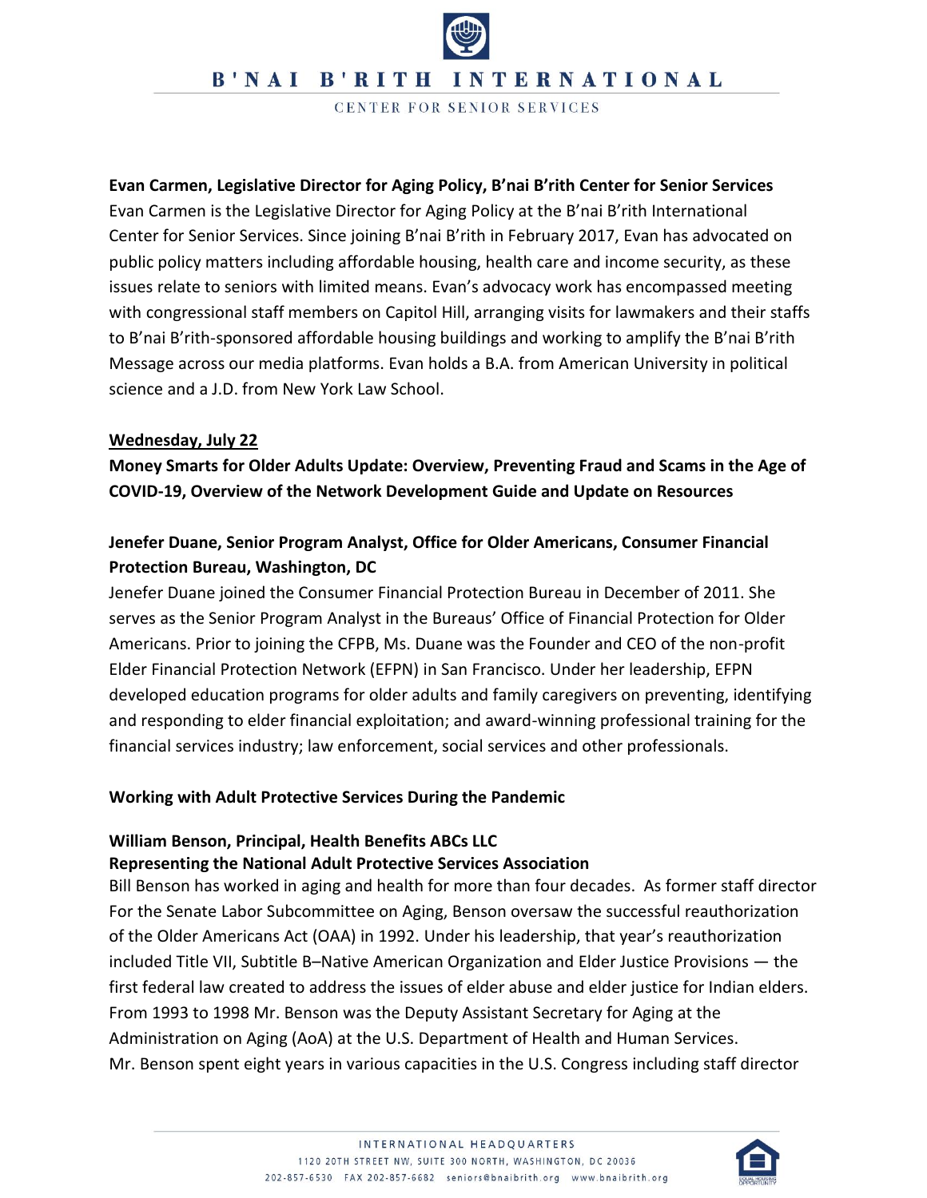**Evan Carmen, Legislative Director for Aging Policy, B'nai B'rith Center for Senior Services**
Evan Carmen is the Legislative Director for Aging Policy at the B'nai B'rith International Center for Senior Services. Since joining B'nai B'rith in February 2017, Evan has advocated on public policy matters including affordable housing, health care and income security, as these issues relate to seniors with limited means. Evan's advocacy work has encompassed meeting with congressional staff members on Capitol Hill, arranging visits for lawmakers and their staffs to B'nai B'rith-sponsored affordable housing buildings and working to amplify the B'nai B'rith Message across our media platforms. Evan holds a B.A. from American University in political science and a J.D. from New York Law School.

**Wednesday, July 22**

**Money Smarts for Older Adults Update: Overview, Preventing Fraud and Scams in the Age of COVID-19, Overview of the Network Development Guide and Update on Resources**

**Jenefer Duane, Senior Program Analyst, Office for Older Americans, Consumer Financial Protection Bureau, Washington, DC**
Jenefer Duane joined the Consumer Financial Protection Bureau in December of 2011. She serves as the Senior Program Analyst in the Bureaus' Office of Financial Protection for Older Americans. Prior to joining the CFPB, Ms. Duane was the Founder and CEO of the non-profit Elder Financial Protection Network (EFPN) in San Francisco. Under her leadership, EFPN developed education programs for older adults and family caregivers on preventing, identifying and responding to elder financial exploitation; and award-winning professional training for the financial services industry; law enforcement, social services and other professionals.

**Working with Adult Protective Services During the Pandemic**

**William Benson, Principal, Health Benefits ABCs LLC**
**Representing the National Adult Protective Services Association**
Bill Benson has worked in aging and health for more than four decades. As former staff director For the Senate Labor Subcommittee on Aging, Benson oversaw the successful reauthorization of the Older Americans Act (OAA) in 1992. Under his leadership, that year's reauthorization included Title VII, Subtitle B–Native American Organization and Elder Justice Provisions — the first federal law created to address the issues of elder abuse and elder justice for Indian elders. From 1993 to 1998 Mr. Benson was the Deputy Assistant Secretary for Aging at the Administration on Aging (AoA) at the U.S. Department of Health and Human Services. Mr. Benson spent eight years in various capacities in the U.S. Congress including staff director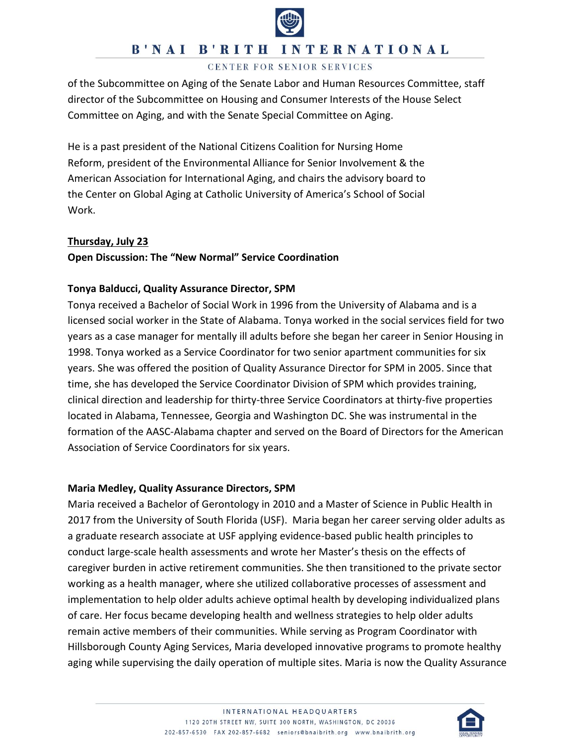of the Subcommittee on Aging of the Senate Labor and Human Resources Committee, staff director of the Subcommittee on Housing and Consumer Interests of the House Select Committee on Aging, and with the Senate Special Committee on Aging.

He is a past president of the National Citizens Coalition for Nursing Home Reform, president of the Environmental Alliance for Senior Involvement & the American Association for International Aging, and chairs the advisory board to the Center on Global Aging at Catholic University of America's School of Social Work.

**Thursday, July 23**

**Open Discussion: The "New Normal" Service Coordination**

**Tonya Balducci, Quality Assurance Director, SPM**

Tonya received a Bachelor of Social Work in 1996 from the University of Alabama and is a licensed social worker in the State of Alabama. Tonya worked in the social services field for two years as a case manager for mentally ill adults before she began her career in Senior Housing in 1998. Tonya worked as a Service Coordinator for two senior apartment communities for six years. She was offered the position of Quality Assurance Director for SPM in 2005. Since that time, she has developed the Service Coordinator Division of SPM which provides training, clinical direction and leadership for thirty-three Service Coordinators at thirty-five properties located in Alabama, Tennessee, Georgia and Washington DC. She was instrumental in the formation of the AASC-Alabama chapter and served on the Board of Directors for the American Association of Service Coordinators for six years.

**Maria Medley, Quality Assurance Directors, SPM**

Maria received a Bachelor of Gerontology in 2010 and a Master of Science in Public Health in 2017 from the University of South Florida (USF). Maria began her career serving older adults as a graduate research associate at USF applying evidence-based public health principles to conduct large-scale health assessments and wrote her Master's thesis on the effects of caregiver burden in active retirement communities. She then transitioned to the private sector working as a health manager, where she utilized collaborative processes of assessment and implementation to help older adults achieve optimal health by developing individualized plans of care. Her focus became developing health and wellness strategies to help older adults remain active members of their communities. While serving as Program Coordinator with Hillsborough County Aging Services, Maria developed innovative programs to promote healthy aging while supervising the daily operation of multiple sites. Maria is now the Quality Assurance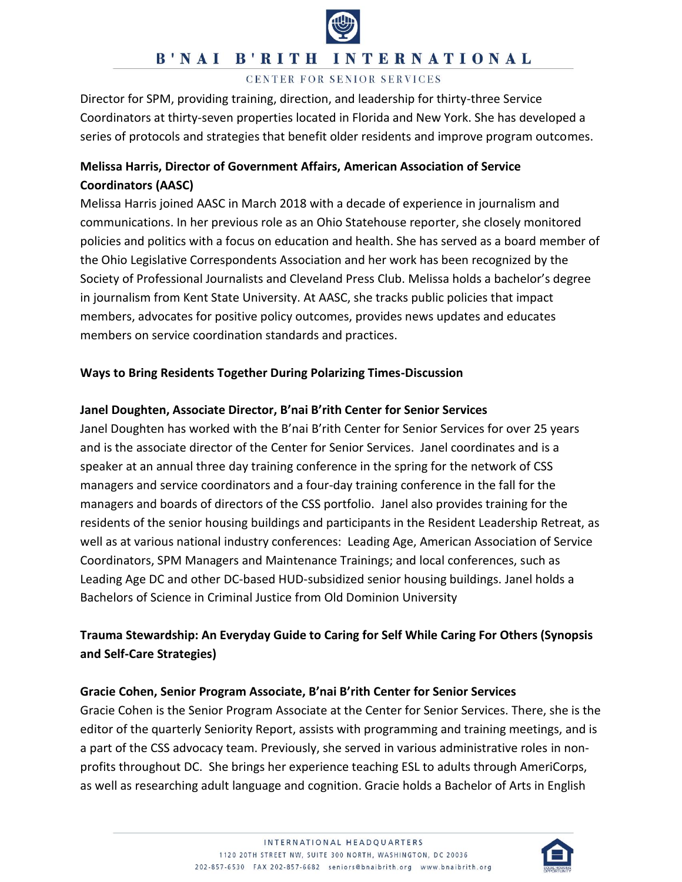Director for SPM, providing training, direction, and leadership for thirty-three Service Coordinators at thirty-seven properties located in Florida and New York. She has developed a series of protocols and strategies that benefit older residents and improve program outcomes.

**Melissa Harris, Director of Government Affairs, American Association of Service Coordinators (AASC)**

Melissa Harris joined AASC in March 2018 with a decade of experience in journalism and communications. In her previous role as an Ohio Statehouse reporter, she closely monitored policies and politics with a focus on education and health. She has served as a board member of the Ohio Legislative Correspondents Association and her work has been recognized by the Society of Professional Journalists and Cleveland Press Club. Melissa holds a bachelor's degree in journalism from Kent State University. At AASC, she tracks public policies that impact members, advocates for positive policy outcomes, provides news updates and educates members on service coordination standards and practices.

**Ways to Bring Residents Together During Polarizing Times-Discussion**

**Janel Doughten, Associate Director, B'nai B'rith Center for Senior Services**

Janel Doughten has worked with the B'nai B'rith Center for Senior Services for over 25 years and is the associate director of the Center for Senior Services. Janel coordinates and is a speaker at an annual three day training conference in the spring for the network of CSS managers and service coordinators and a four-day training conference in the fall for the managers and boards of directors of the CSS portfolio. Janel also provides training for the residents of the senior housing buildings and participants in the Resident Leadership Retreat, as well as at various national industry conferences: Leading Age, American Association of Service Coordinators, SPM Managers and Maintenance Trainings; and local conferences, such as Leading Age DC and other DC-based HUD-subsidized senior housing buildings. Janel holds a Bachelors of Science in Criminal Justice from Old Dominion University

**Trauma Stewardship: An Everyday Guide to Caring for Self While Caring For Others (Synopsis and Self-Care Strategies)**

**Gracie Cohen, Senior Program Associate, B'nai B'rith Center for Senior Services**

Gracie Cohen is the Senior Program Associate at the Center for Senior Services. There, she is the editor of the quarterly Seniority Report, assists with programming and training meetings, and is a part of the CSS advocacy team. Previously, she served in various administrative roles in non-profits throughout DC. She brings her experience teaching ESL to adults through AmeriCorps, as well as researching adult language and cognition. Gracie holds a Bachelor of Arts in English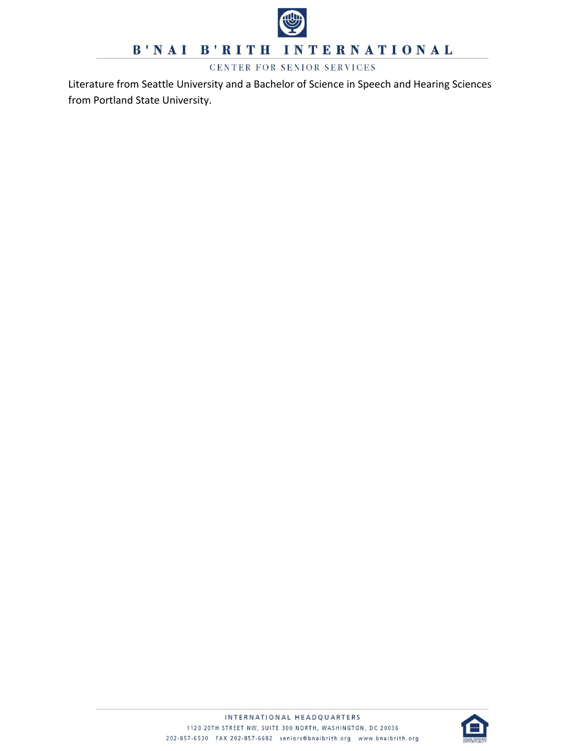Literature from Seattle University and a Bachelor of Science in Speech and Hearing Sciences from Portland State University.